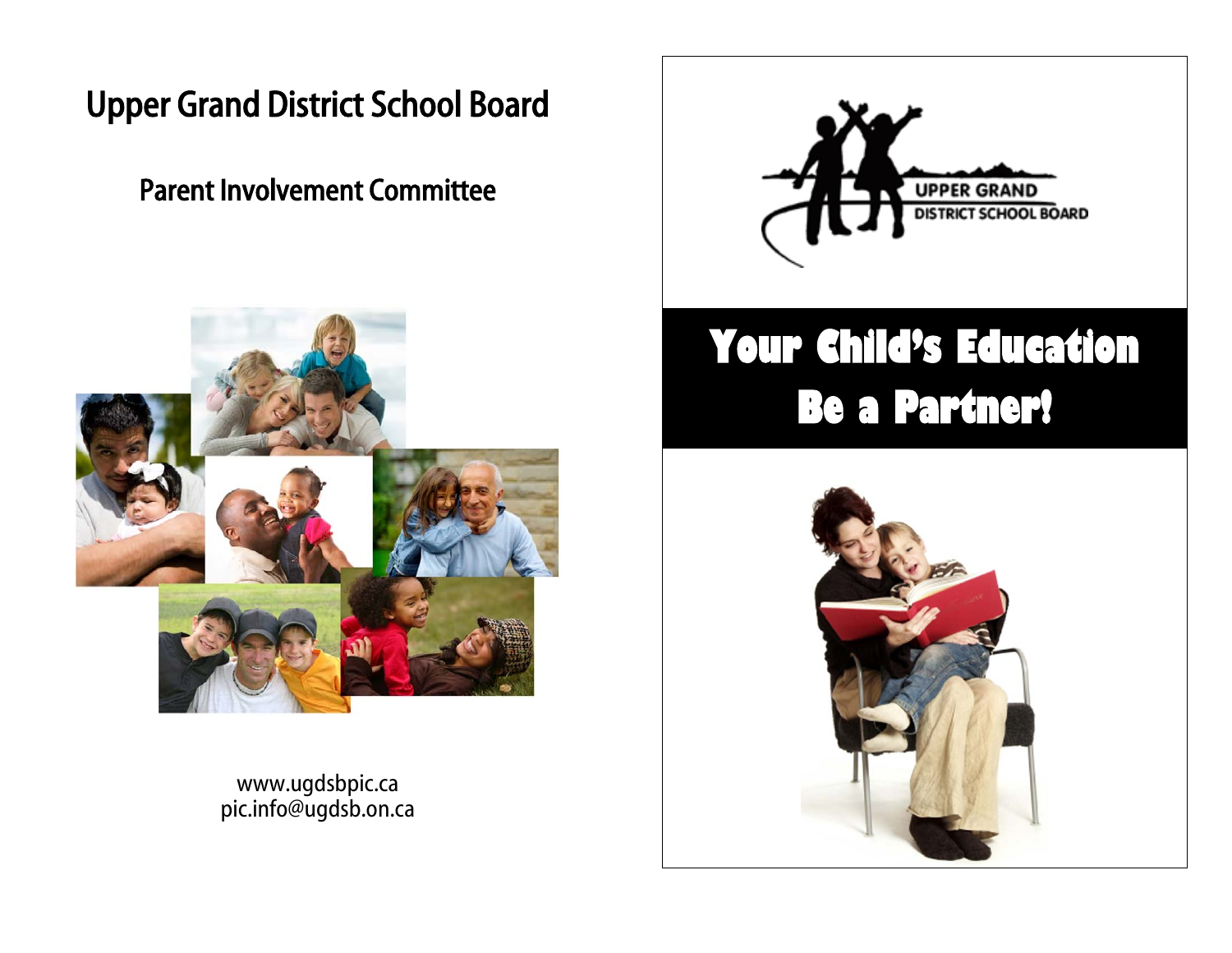# Upper Grand District School Board

## Parent Involvement Committee

www.ugdsbpic.ca
pic.info@ugdsb.on.ca

UPPER GRAND DISTRICT SCHOOL BOARD

# Your Child's Education Be a Partner!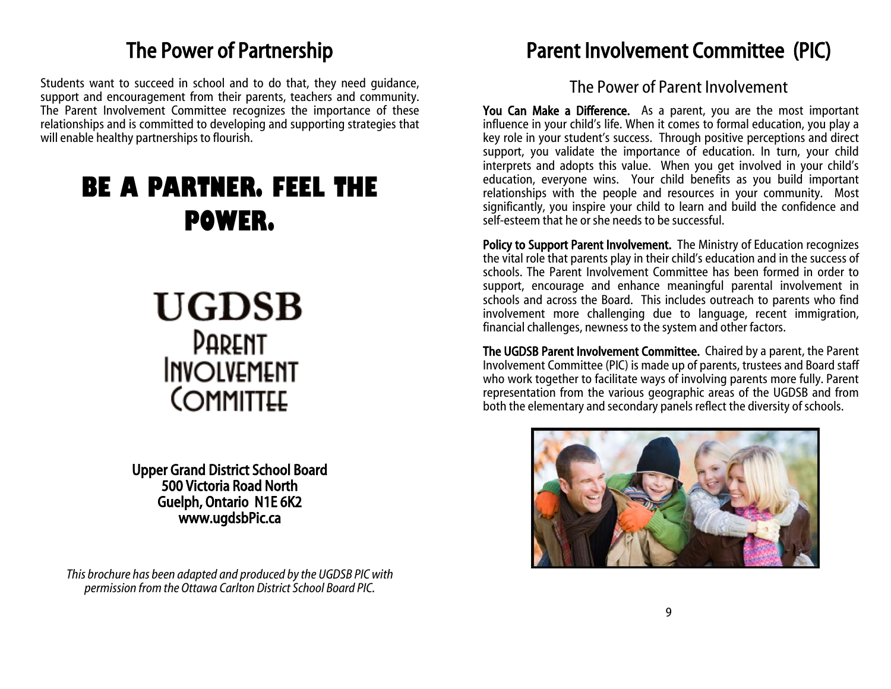# The Power of Partnership

Students want to succeed in school and to do that, they need guidance, support and encouragement from their parents, teachers and community. The Parent Involvement Committee recognizes the importance of these relationships and is committed to developing and supporting strategies that will enable healthy partnerships to flourish.

## BE A PARTNER. FEEL THE POWER.

UGDSB
Parent
Involvement
Committee

**Upper Grand District School Board**
**500 Victoria Road North**
**Guelph, Ontario N1E 6K2**
**www.ugdsbPic.ca**

*This brochure has been adapted and produced by the UGDSB PIC with permission from the Ottawa Carlton District School Board PIC.*

# Parent Involvement Committee (PIC)

## The Power of Parent Involvement

**You Can Make a Difference.** As a parent, you are the most important influence in your child's life. When it comes to formal education, you play a key role in your student's success. Through positive perceptions and direct support, you validate the importance of education. In turn, your child interprets and adopts this value. When you get involved in your child's education, everyone wins. Your child benefits as you build important relationships with the people and resources in your community. Most significantly, you inspire your child to learn and build the confidence and self-esteem that he or she needs to be successful.

**Policy to Support Parent Involvement.** The Ministry of Education recognizes the vital role that parents play in their child's education and in the success of schools. The Parent Involvement Committee has been formed in order to support, encourage and enhance meaningful parental involvement in schools and across the Board. This includes outreach to parents who find involvement more challenging due to language, recent immigration, financial challenges, newness to the system and other factors.

**The UGDSB Parent Involvement Committee.** Chaired by a parent, the Parent Involvement Committee (PIC) is made up of parents, trustees and Board staff who work together to facilitate ways of involving parents more fully. Parent representation from the various geographic areas of the UGDSB and from both the elementary and secondary panels reflect the diversity of schools.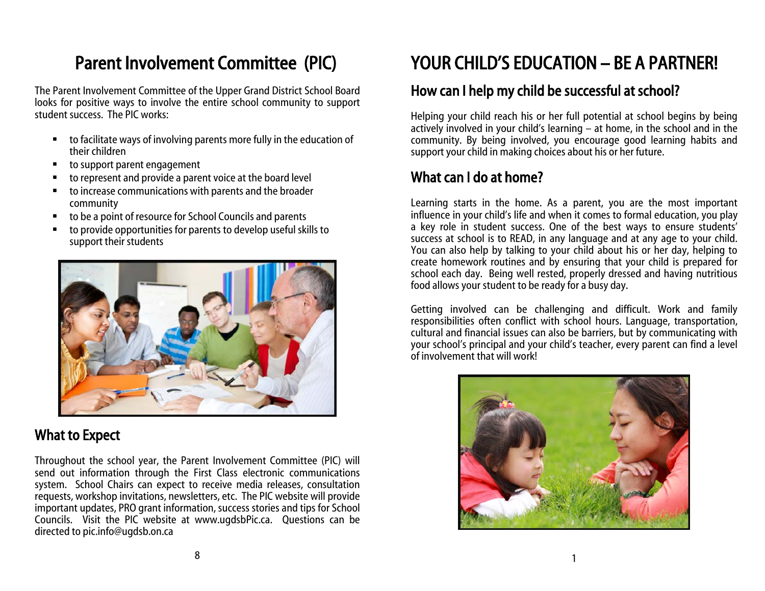# Parent Involvement Committee (PIC)

The Parent Involvement Committee of the Upper Grand District School Board looks for positive ways to involve the entire school community to support student success. The PIC works:

- to facilitate ways of involving parents more fully in the education of their children
- to support parent engagement
- to represent and provide a parent voice at the board level
- to increase communications with parents and the broader community
- to be a point of resource for School Councils and parents
- to provide opportunities for parents to develop useful skills to support their students

## What to Expect

Throughout the school year, the Parent Involvement Committee (PIC) will send out information through the First Class electronic communications system. School Chairs can expect to receive media releases, consultation requests, workshop invitations, newsletters, etc. The PIC website will provide important updates, PRO grant information, success stories and tips for School Councils. Visit the PIC website at www.ugdsbPic.ca. Questions can be directed to pic.info@ugdsb.on.ca

# YOUR CHILD'S EDUCATION – BE A PARTNER!

## How can I help my child be successful at school?

Helping your child reach his or her full potential at school begins by being actively involved in your child's learning – at home, in the school and in the community. By being involved, you encourage good learning habits and support your child in making choices about his or her future.

## What can I do at home?

Learning starts in the home. As a parent, you are the most important influence in your child's life and when it comes to formal education, you play a key role in student success. One of the best ways to ensure students' success at school is to READ, in any language and at any age to your child. You can also help by talking to your child about his or her day, helping to create homework routines and by ensuring that your child is prepared for school each day. Being well rested, properly dressed and having nutritious food allows your student to be ready for a busy day.

Getting involved can be challenging and difficult. Work and family responsibilities often conflict with school hours. Language, transportation, cultural and financial issues can also be barriers, but by communicating with your school's principal and your child's teacher, every parent can find a level of involvement that will work!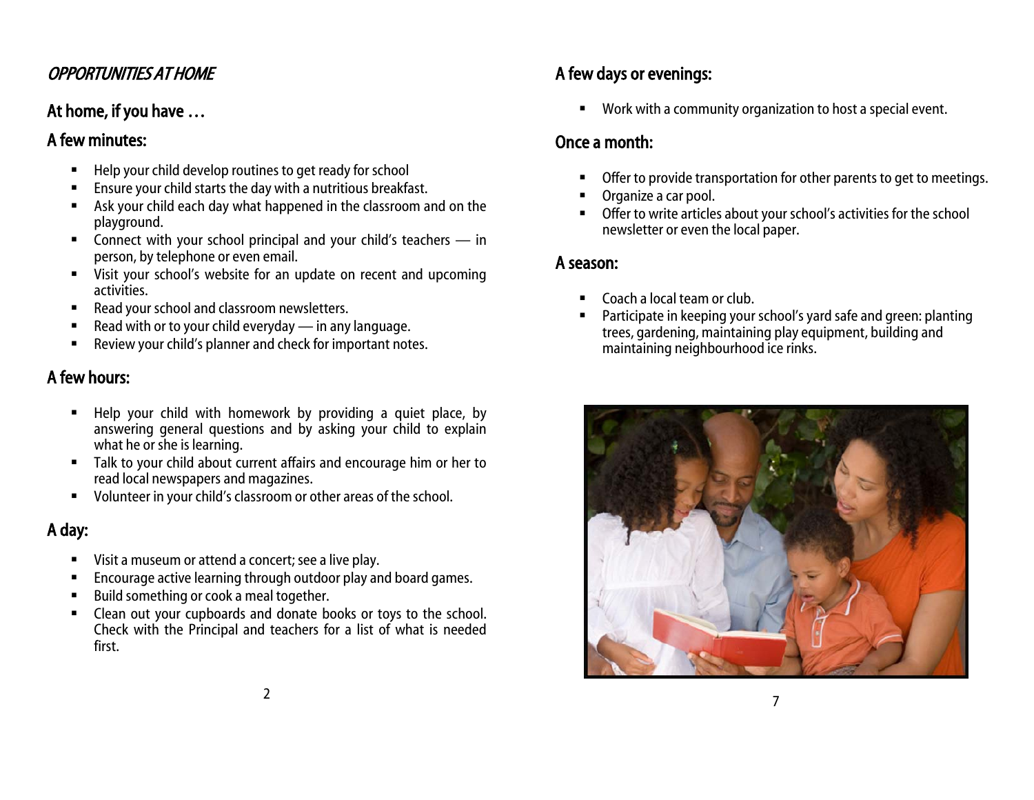*OPPORTUNITIES AT HOME*

## At home, if you have …

## A few minutes:

- Help your child develop routines to get ready for school
- Ensure your child starts the day with a nutritious breakfast.
- Ask your child each day what happened in the classroom and on the playground.
- Connect with your school principal and your child's teachers — in person, by telephone or even email.
- Visit your school's website for an update on recent and upcoming activities.
- Read your school and classroom newsletters.
- Read with or to your child everyday — in any language.
- Review your child's planner and check for important notes.

## A few hours:

- Help your child with homework by providing a quiet place, by answering general questions and by asking your child to explain what he or she is learning.
- Talk to your child about current affairs and encourage him or her to read local newspapers and magazines.
- Volunteer in your child's classroom or other areas of the school.

## A day:

- Visit a museum or attend a concert; see a live play.
- Encourage active learning through outdoor play and board games.
- Build something or cook a meal together.
- Clean out your cupboards and donate books or toys to the school. Check with the Principal and teachers for a list of what is needed first.

## A few days or evenings:

- Work with a community organization to host a special event.

## Once a month:

- Offer to provide transportation for other parents to get to meetings.
- Organize a car pool.
- Offer to write articles about your school's activities for the school newsletter or even the local paper.

## A season:

- Coach a local team or club.
- Participate in keeping your school's yard safe and green: planting trees, gardening, maintaining play equipment, building and maintaining neighbourhood ice rinks.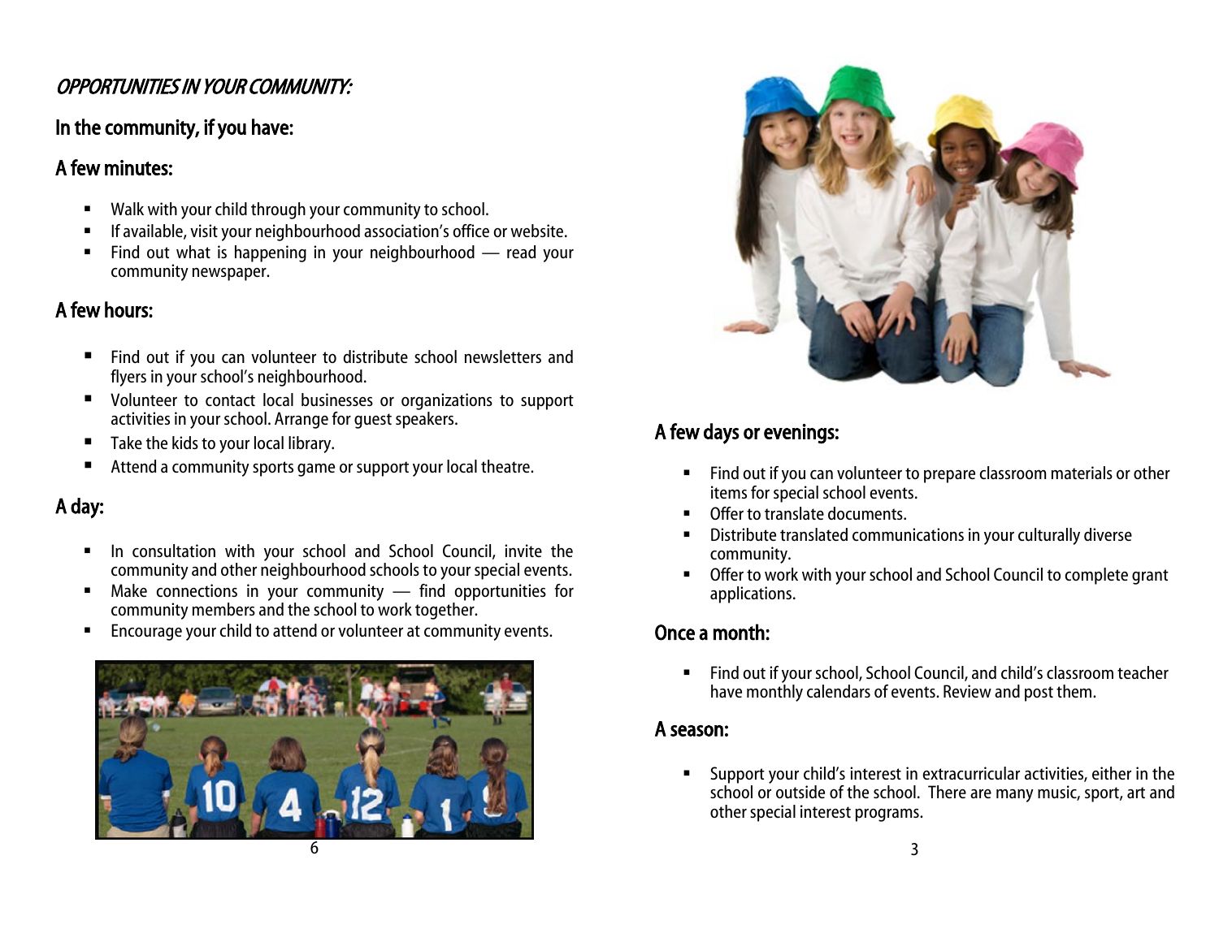*OPPORTUNITIES IN YOUR COMMUNITY:*

## In the community, if you have:

### A few minutes:

- Walk with your child through your community to school.
- If available, visit your neighbourhood association's office or website.
- Find out what is happening in your neighbourhood — read your community newspaper.

### A few hours:

- Find out if you can volunteer to distribute school newsletters and flyers in your school's neighbourhood.
- Volunteer to contact local businesses or organizations to support activities in your school. Arrange for guest speakers.
- Take the kids to your local library.
- Attend a community sports game or support your local theatre.

### A day:

- In consultation with your school and School Council, invite the community and other neighbourhood schools to your special events.
- Make connections in your community — find opportunities for community members and the school to work together.
- Encourage your child to attend or volunteer at community events.

### A few days or evenings:

- Find out if you can volunteer to prepare classroom materials or other items for special school events.
- Offer to translate documents.
- Distribute translated communications in your culturally diverse community.
- Offer to work with your school and School Council to complete grant applications.

### Once a month:

- Find out if your school, School Council, and child's classroom teacher have monthly calendars of events. Review and post them.

### A season:

- Support your child's interest in extracurricular activities, either in the school or outside of the school. There are many music, sport, art and other special interest programs.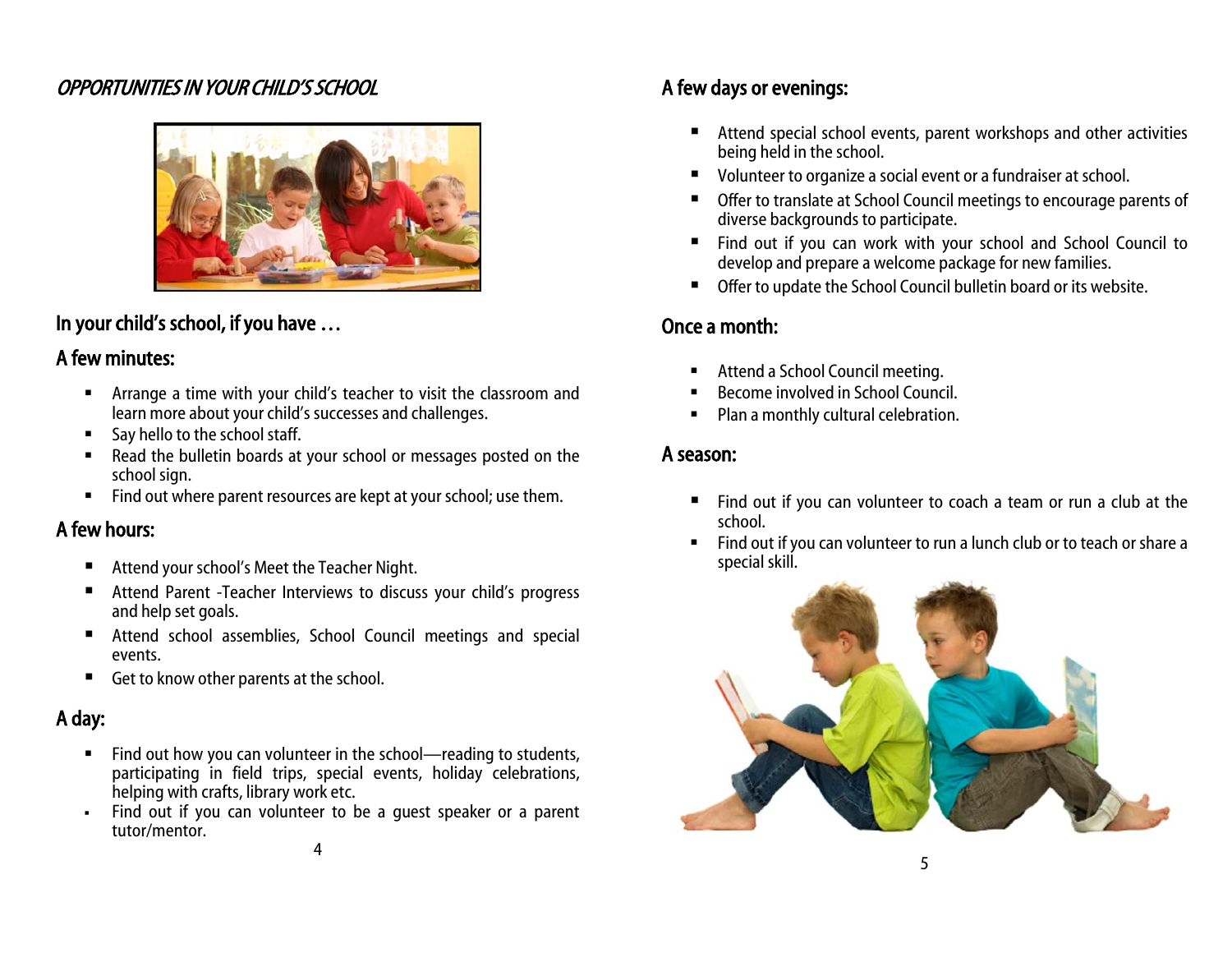## *OPPORTUNITIES IN YOUR CHILD'S SCHOOL*

### In your child's school, if you have …

### A few minutes:

- Arrange a time with your child's teacher to visit the classroom and learn more about your child's successes and challenges.
- Say hello to the school staff.
- Read the bulletin boards at your school or messages posted on the school sign.
- Find out where parent resources are kept at your school; use them.

### A few hours:

- Attend your school's Meet the Teacher Night.
- Attend Parent -Teacher Interviews to discuss your child's progress and help set goals.
- Attend school assemblies, School Council meetings and special events.
- Get to know other parents at the school.

### A day:

- Find out how you can volunteer in the school—reading to students, participating in field trips, special events, holiday celebrations, helping with crafts, library work etc.
- Find out if you can volunteer to be a guest speaker or a parent tutor/mentor.

### A few days or evenings:

- Attend special school events, parent workshops and other activities being held in the school.
- Volunteer to organize a social event or a fundraiser at school.
- Offer to translate at School Council meetings to encourage parents of diverse backgrounds to participate.
- Find out if you can work with your school and School Council to develop and prepare a welcome package for new families.
- Offer to update the School Council bulletin board or its website.

### Once a month:

- Attend a School Council meeting.
- Become involved in School Council.
- Plan a monthly cultural celebration.

### A season:

- Find out if you can volunteer to coach a team or run a club at the school.
- Find out if you can volunteer to run a lunch club or to teach or share a special skill.